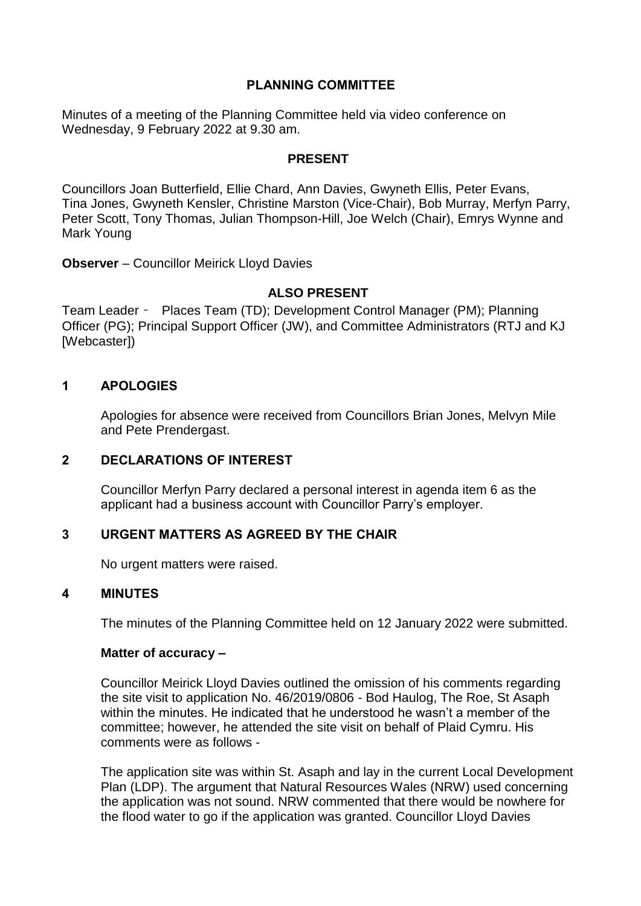# PLANNING COMMITTEE

Minutes of a meeting of the Planning Committee held via video conference on Wednesday, 9 February 2022 at 9.30 am.

## PRESENT

Councillors Joan Butterfield, Ellie Chard, Ann Davies, Gwyneth Ellis, Peter Evans, Tina Jones, Gwyneth Kensler, Christine Marston (Vice-Chair), Bob Murray, Merfyn Parry, Peter Scott, Tony Thomas, Julian Thompson-Hill, Joe Welch (Chair), Emrys Wynne and Mark Young

**Observer** – Councillor Meirick Lloyd Davies

## ALSO PRESENT

Team Leader - Places Team (TD); Development Control Manager (PM); Planning Officer (PG); Principal Support Officer (JW), and Committee Administrators (RTJ and KJ [Webcaster])

## 1 APOLOGIES

Apologies for absence were received from Councillors Brian Jones, Melvyn Mile and Pete Prendergast.

## 2 DECLARATIONS OF INTEREST

Councillor Merfyn Parry declared a personal interest in agenda item 6 as the applicant had a business account with Councillor Parry's employer.

## 3 URGENT MATTERS AS AGREED BY THE CHAIR

No urgent matters were raised.

## 4 MINUTES

The minutes of the Planning Committee held on 12 January 2022 were submitted.

**Matter of accuracy –**

Councillor Meirick Lloyd Davies outlined the omission of his comments regarding the site visit to application No. 46/2019/0806 - Bod Haulog, The Roe, St Asaph within the minutes. He indicated that he understood he wasn't a member of the committee; however, he attended the site visit on behalf of Plaid Cymru. His comments were as follows -

The application site was within St. Asaph and lay in the current Local Development Plan (LDP). The argument that Natural Resources Wales (NRW) used concerning the application was not sound. NRW commented that there would be nowhere for the flood water to go if the application was granted. Councillor Lloyd Davies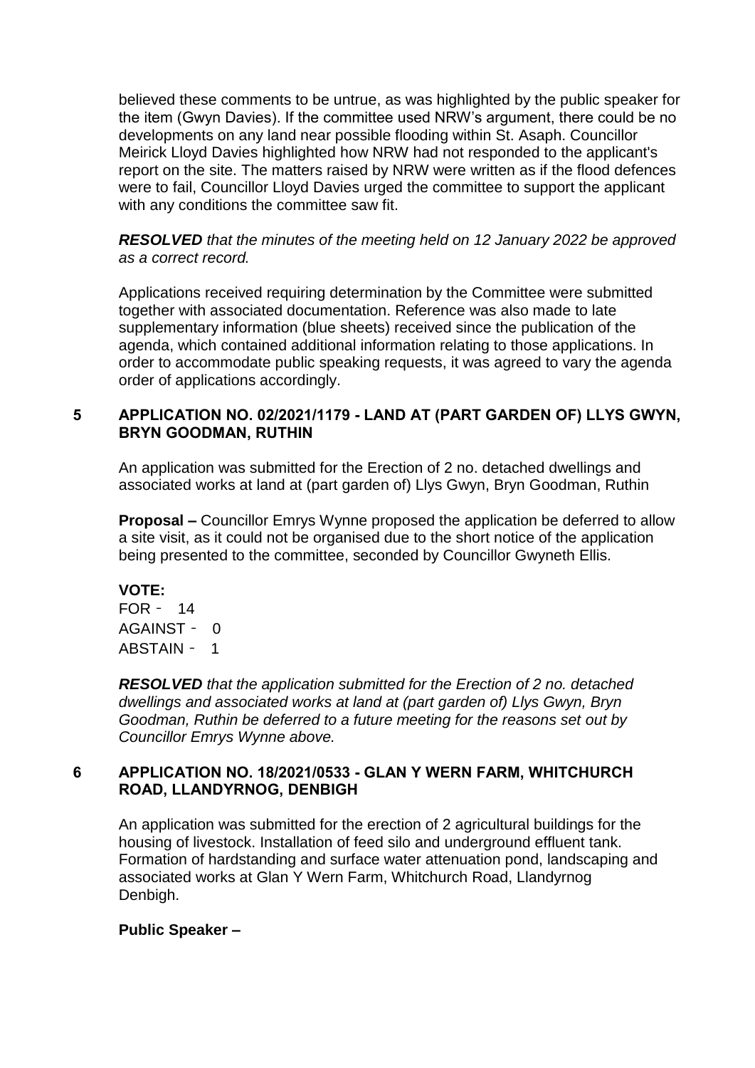believed these comments to be untrue, as was highlighted by the public speaker for the item (Gwyn Davies). If the committee used NRW's argument, there could be no developments on any land near possible flooding within St. Asaph. Councillor Meirick Lloyd Davies highlighted how NRW had not responded to the applicant's report on the site. The matters raised by NRW were written as if the flood defences were to fail, Councillor Lloyd Davies urged the committee to support the applicant with any conditions the committee saw fit.

***RESOLVED*** *that the minutes of the meeting held on 12 January 2022 be approved as a correct record.*

Applications received requiring determination by the Committee were submitted together with associated documentation. Reference was also made to late supplementary information (blue sheets) received since the publication of the agenda, which contained additional information relating to those applications. In order to accommodate public speaking requests, it was agreed to vary the agenda order of applications accordingly.

## 5 APPLICATION NO. 02/2021/1179 - LAND AT (PART GARDEN OF) LLYS GWYN, BRYN GOODMAN, RUTHIN

An application was submitted for the Erection of 2 no. detached dwellings and associated works at land at (part garden of) Llys Gwyn, Bryn Goodman, Ruthin

**Proposal –** Councillor Emrys Wynne proposed the application be deferred to allow a site visit, as it could not be organised due to the short notice of the application being presented to the committee, seconded by Councillor Gwyneth Ellis.

**VOTE:**
FOR - 14
AGAINST - 0
ABSTAIN - 1

***RESOLVED*** *that the application submitted for the Erection of 2 no. detached dwellings and associated works at land at (part garden of) Llys Gwyn, Bryn Goodman, Ruthin be deferred to a future meeting for the reasons set out by Councillor Emrys Wynne above.*

## 6 APPLICATION NO. 18/2021/0533 - GLAN Y WERN FARM, WHITCHURCH ROAD, LLANDYRNOG, DENBIGH

An application was submitted for the erection of 2 agricultural buildings for the housing of livestock. Installation of feed silo and underground effluent tank. Formation of hardstanding and surface water attenuation pond, landscaping and associated works at Glan Y Wern Farm, Whitchurch Road, Llandyrnog Denbigh.

**Public Speaker –**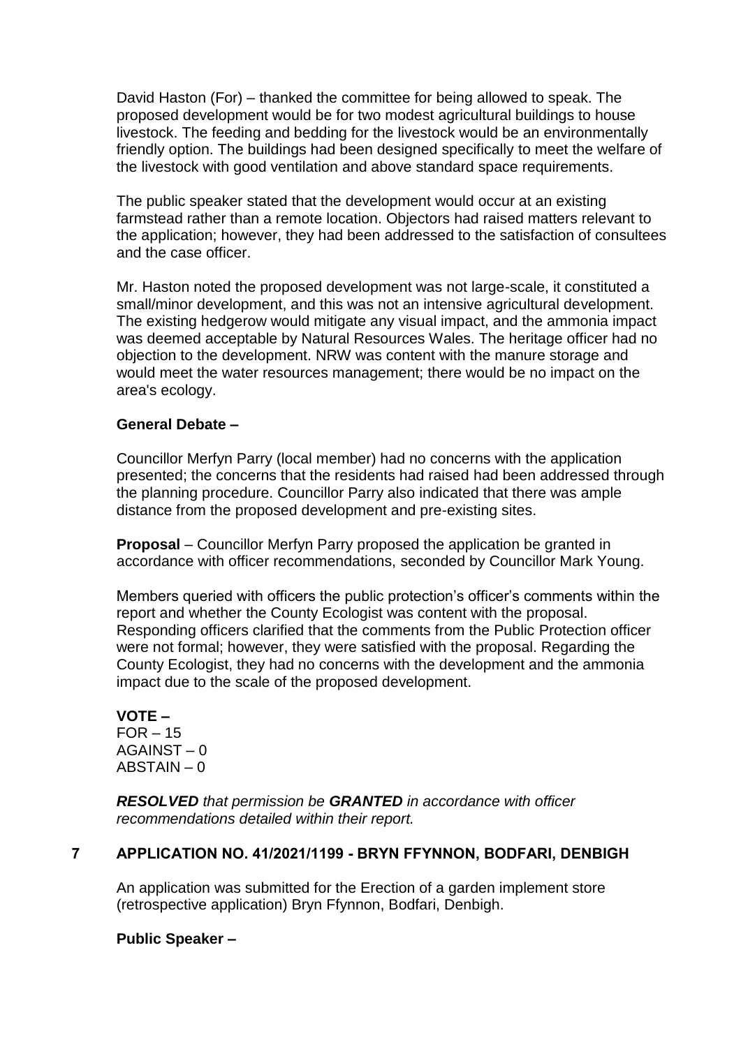David Haston (For) – thanked the committee for being allowed to speak. The proposed development would be for two modest agricultural buildings to house livestock. The feeding and bedding for the livestock would be an environmentally friendly option. The buildings had been designed specifically to meet the welfare of the livestock with good ventilation and above standard space requirements.

The public speaker stated that the development would occur at an existing farmstead rather than a remote location. Objectors had raised matters relevant to the application; however, they had been addressed to the satisfaction of consultees and the case officer.

Mr. Haston noted the proposed development was not large-scale, it constituted a small/minor development, and this was not an intensive agricultural development. The existing hedgerow would mitigate any visual impact, and the ammonia impact was deemed acceptable by Natural Resources Wales. The heritage officer had no objection to the development. NRW was content with the manure storage and would meet the water resources management; there would be no impact on the area's ecology.

**General Debate –**

Councillor Merfyn Parry (local member) had no concerns with the application presented; the concerns that the residents had raised had been addressed through the planning procedure. Councillor Parry also indicated that there was ample distance from the proposed development and pre-existing sites.

**Proposal** – Councillor Merfyn Parry proposed the application be granted in accordance with officer recommendations, seconded by Councillor Mark Young.

Members queried with officers the public protection's officer's comments within the report and whether the County Ecologist was content with the proposal. Responding officers clarified that the comments from the Public Protection officer were not formal; however, they were satisfied with the proposal. Regarding the County Ecologist, they had no concerns with the development and the ammonia impact due to the scale of the proposed development.

**VOTE –**
FOR – 15
AGAINST – 0
ABSTAIN – 0

***RESOLVED*** *that permission be* ***GRANTED*** *in accordance with officer recommendations detailed within their report.*

## 7 APPLICATION NO. 41/2021/1199 - BRYN FFYNNON, BODFARI, DENBIGH

An application was submitted for the Erection of a garden implement store (retrospective application) Bryn Ffynnon, Bodfari, Denbigh.

**Public Speaker –**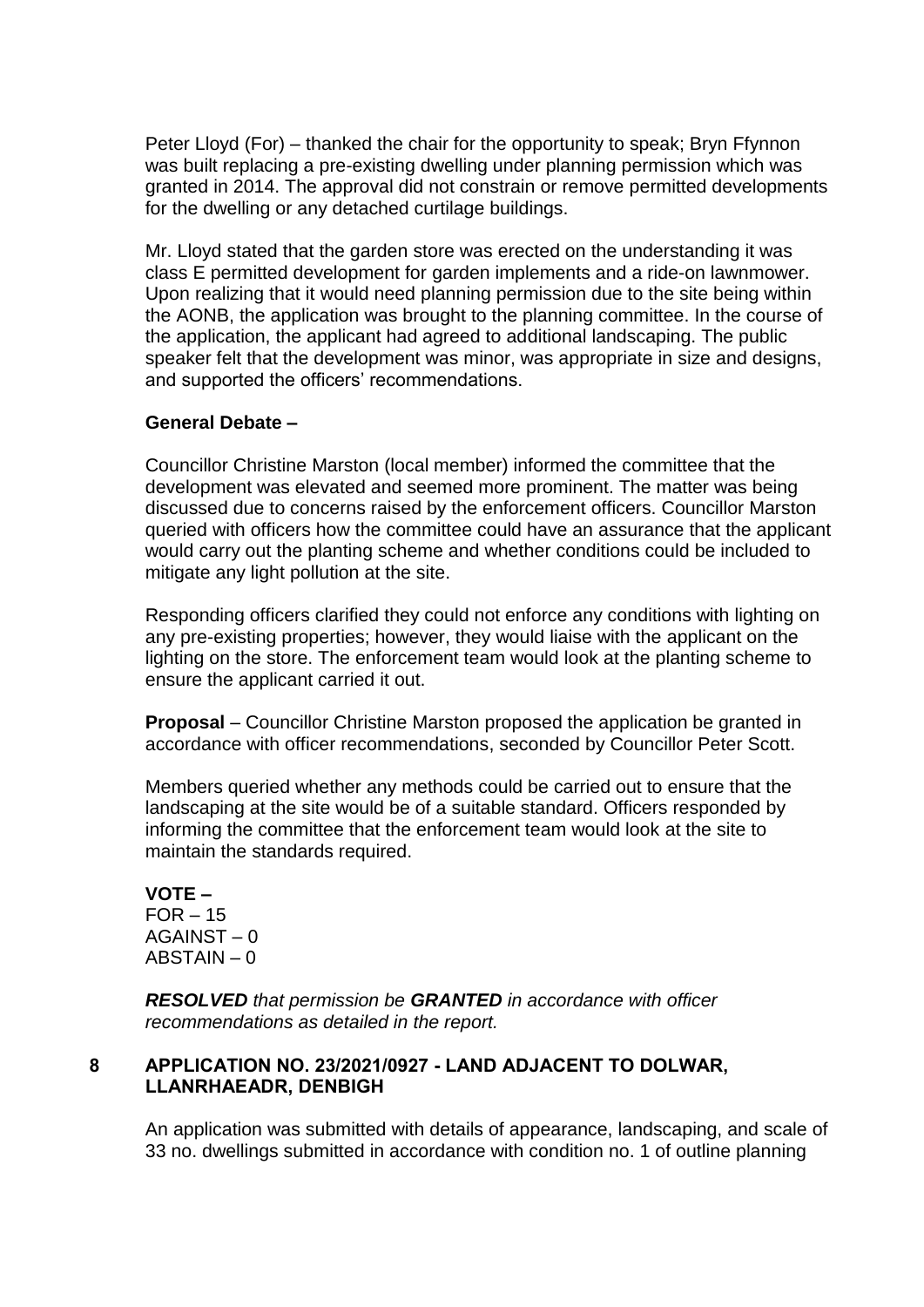Peter Lloyd (For) – thanked the chair for the opportunity to speak; Bryn Ffynnon was built replacing a pre-existing dwelling under planning permission which was granted in 2014. The approval did not constrain or remove permitted developments for the dwelling or any detached curtilage buildings.

Mr. Lloyd stated that the garden store was erected on the understanding it was class E permitted development for garden implements and a ride-on lawnmower. Upon realizing that it would need planning permission due to the site being within the AONB, the application was brought to the planning committee. In the course of the application, the applicant had agreed to additional landscaping. The public speaker felt that the development was minor, was appropriate in size and designs, and supported the officers' recommendations.

**General Debate –**

Councillor Christine Marston (local member) informed the committee that the development was elevated and seemed more prominent. The matter was being discussed due to concerns raised by the enforcement officers. Councillor Marston queried with officers how the committee could have an assurance that the applicant would carry out the planting scheme and whether conditions could be included to mitigate any light pollution at the site.

Responding officers clarified they could not enforce any conditions with lighting on any pre-existing properties; however, they would liaise with the applicant on the lighting on the store. The enforcement team would look at the planting scheme to ensure the applicant carried it out.

**Proposal** – Councillor Christine Marston proposed the application be granted in accordance with officer recommendations, seconded by Councillor Peter Scott.

Members queried whether any methods could be carried out to ensure that the landscaping at the site would be of a suitable standard. Officers responded by informing the committee that the enforcement team would look at the site to maintain the standards required.

**VOTE –**
FOR – 15
AGAINST – 0
ABSTAIN – 0

***RESOLVED*** *that permission be* ***GRANTED*** *in accordance with officer recommendations as detailed in the report.*

## 8 APPLICATION NO. 23/2021/0927 - LAND ADJACENT TO DOLWAR, LLANRHAEADR, DENBIGH

An application was submitted with details of appearance, landscaping, and scale of 33 no. dwellings submitted in accordance with condition no. 1 of outline planning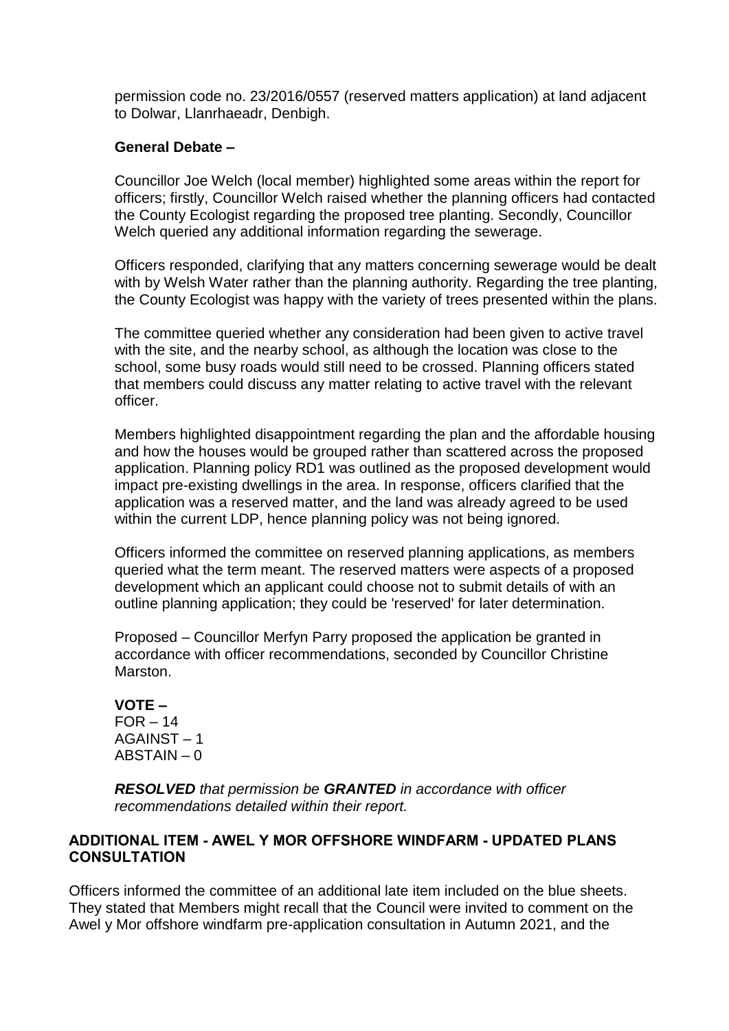permission code no. 23/2016/0557 (reserved matters application) at land adjacent to Dolwar, Llanrhaeadr, Denbigh.

**General Debate –**

Councillor Joe Welch (local member) highlighted some areas within the report for officers; firstly, Councillor Welch raised whether the planning officers had contacted the County Ecologist regarding the proposed tree planting. Secondly, Councillor Welch queried any additional information regarding the sewerage.

Officers responded, clarifying that any matters concerning sewerage would be dealt with by Welsh Water rather than the planning authority. Regarding the tree planting, the County Ecologist was happy with the variety of trees presented within the plans.

The committee queried whether any consideration had been given to active travel with the site, and the nearby school, as although the location was close to the school, some busy roads would still need to be crossed. Planning officers stated that members could discuss any matter relating to active travel with the relevant officer.

Members highlighted disappointment regarding the plan and the affordable housing and how the houses would be grouped rather than scattered across the proposed application. Planning policy RD1 was outlined as the proposed development would impact pre-existing dwellings in the area. In response, officers clarified that the application was a reserved matter, and the land was already agreed to be used within the current LDP, hence planning policy was not being ignored.

Officers informed the committee on reserved planning applications, as members queried what the term meant. The reserved matters were aspects of a proposed development which an applicant could choose not to submit details of with an outline planning application; they could be 'reserved' for later determination.

Proposed – Councillor Merfyn Parry proposed the application be granted in accordance with officer recommendations, seconded by Councillor Christine Marston.

**VOTE –**
FOR – 14
AGAINST – 1
ABSTAIN – 0

***RESOLVED*** *that permission be* ***GRANTED*** *in accordance with officer recommendations detailed within their report.*

## ADDITIONAL ITEM - AWEL Y MOR OFFSHORE WINDFARM - UPDATED PLANS CONSULTATION

Officers informed the committee of an additional late item included on the blue sheets. They stated that Members might recall that the Council were invited to comment on the Awel y Mor offshore windfarm pre-application consultation in Autumn 2021, and the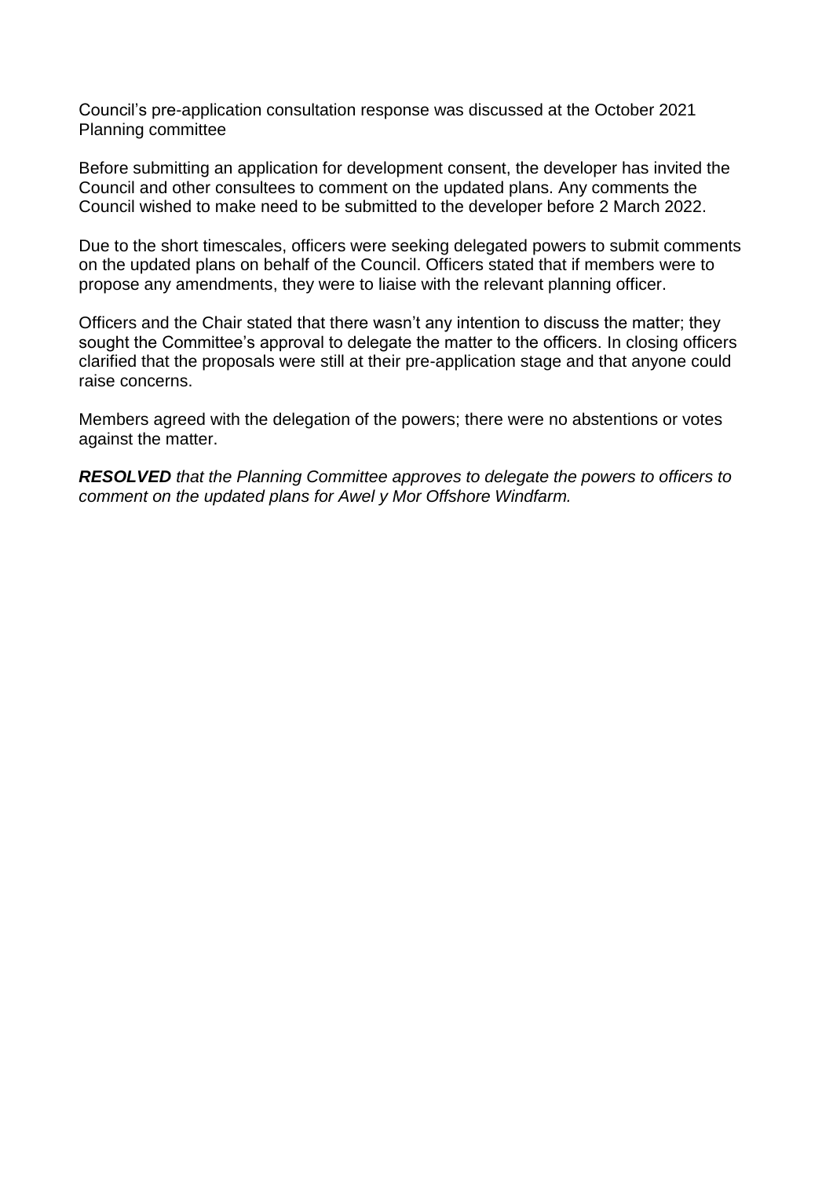Council's pre-application consultation response was discussed at the October 2021 Planning committee

Before submitting an application for development consent, the developer has invited the Council and other consultees to comment on the updated plans. Any comments the Council wished to make need to be submitted to the developer before 2 March 2022.

Due to the short timescales, officers were seeking delegated powers to submit comments on the updated plans on behalf of the Council. Officers stated that if members were to propose any amendments, they were to liaise with the relevant planning officer.

Officers and the Chair stated that there wasn't any intention to discuss the matter; they sought the Committee's approval to delegate the matter to the officers. In closing officers clarified that the proposals were still at their pre-application stage and that anyone could raise concerns.

Members agreed with the delegation of the powers; there were no abstentions or votes against the matter.

***RESOLVED*** *that the Planning Committee approves to delegate the powers to officers to comment on the updated plans for Awel y Mor Offshore Windfarm.*